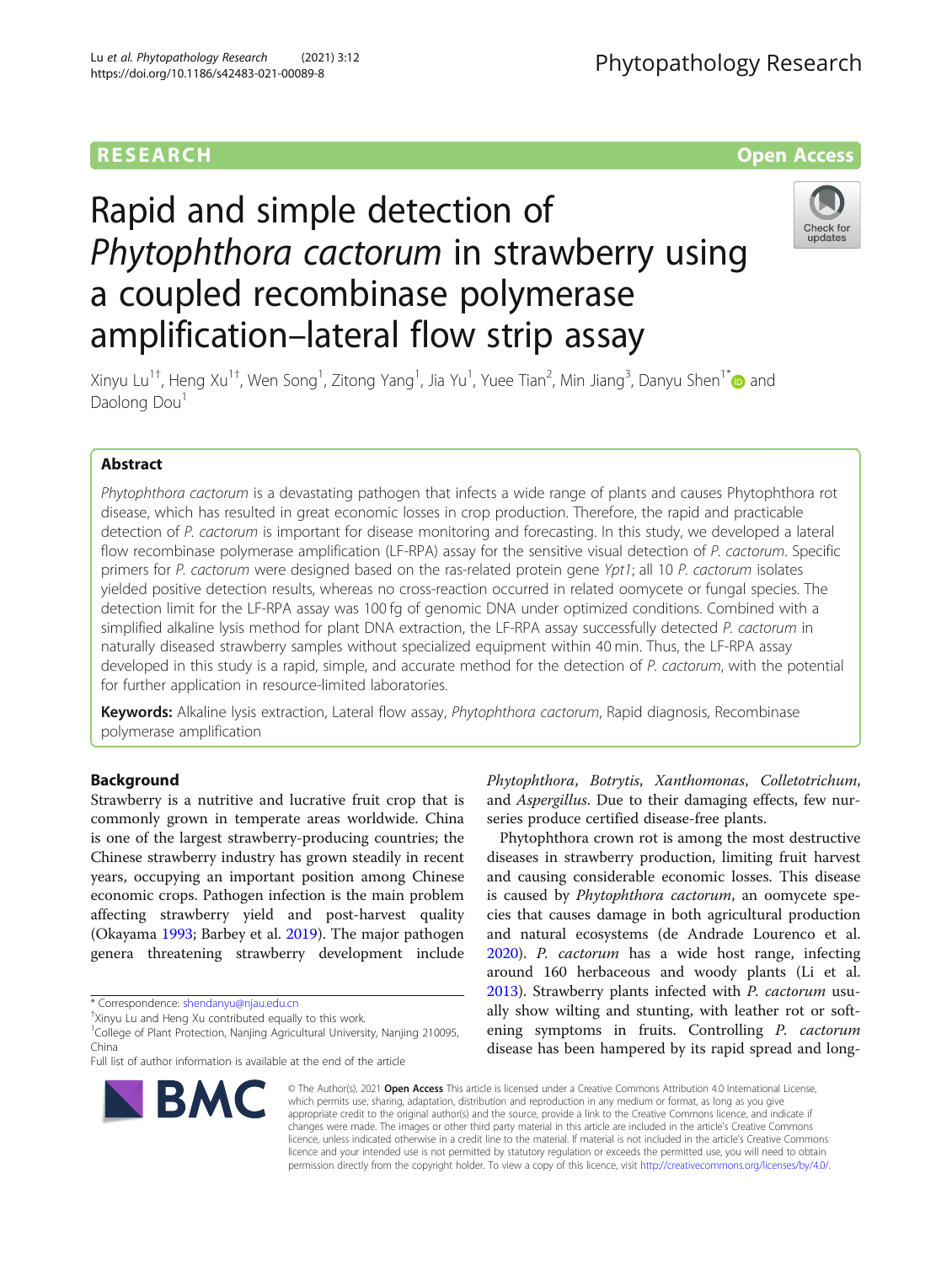RESEARCH | Open Access

# Rapid and simple detection of *Phytophthora cactorum* in strawberry using a coupled recombinase polymerase amplification–lateral flow strip assay

Xinyu Lu[1†], Heng Xu[1†], Wen Song[1], Zitong Yang[1], Jia Yu[1], Yuee Tian[2], Min Jiang[3], Danyu Shen[1*] and Daolong Dou[1]

## Abstract

*Phytophthora cactorum* is a devastating pathogen that infects a wide range of plants and causes Phytophthora rot disease, which has resulted in great economic losses in crop production. Therefore, the rapid and practicable detection of *P. cactorum* is important for disease monitoring and forecasting. In this study, we developed a lateral flow recombinase polymerase amplification (LF-RPA) assay for the sensitive visual detection of *P. cactorum*. Specific primers for *P. cactorum* were designed based on the ras-related protein gene *Ypt1*; all 10 *P. cactorum* isolates yielded positive detection results, whereas no cross-reaction occurred in related oomycete or fungal species. The detection limit for the LF-RPA assay was 100 fg of genomic DNA under optimized conditions. Combined with a simplified alkaline lysis method for plant DNA extraction, the LF-RPA assay successfully detected *P. cactorum* in naturally diseased strawberry samples without specialized equipment within 40 min. Thus, the LF-RPA assay developed in this study is a rapid, simple, and accurate method for the detection of *P. cactorum*, with the potential for further application in resource-limited laboratories.

**Keywords:** Alkaline lysis extraction, Lateral flow assay, *Phytophthora cactorum*, Rapid diagnosis, Recombinase polymerase amplification

## Background

Strawberry is a nutritive and lucrative fruit crop that is commonly grown in temperate areas worldwide. China is one of the largest strawberry-producing countries; the Chinese strawberry industry has grown steadily in recent years, occupying an important position among Chinese economic crops. Pathogen infection is the main problem affecting strawberry yield and post-harvest quality (Okayama 1993; Barbey et al. 2019). The major pathogen genera threatening strawberry development include *Phytophthora*, *Botrytis*, *Xanthomonas*, *Colletotrichum*, and *Aspergillus*. Due to their damaging effects, few nurseries produce certified disease-free plants.

Phytophthora crown rot is among the most destructive diseases in strawberry production, limiting fruit harvest and causing considerable economic losses. This disease is caused by *Phytophthora cactorum*, an oomycete species that causes damage in both agricultural production and natural ecosystems (de Andrade Lourenco et al. 2020). *P. cactorum* has a wide host range, infecting around 160 herbaceous and woody plants (Li et al. 2013). Strawberry plants infected with *P. cactorum* usually show wilting and stunting, with leather rot or softening symptoms in fruits. Controlling *P. cactorum* disease has been hampered by its rapid spread and long-

\* Correspondence: shendanyu@njau.edu.cn

†Xinyu Lu and Heng Xu contributed equally to this work.

[1]College of Plant Protection, Nanjing Agricultural University, Nanjing 210095, China

Full list of author information is available at the end of the article

© The Author(s). 2021 **Open Access** This article is licensed under a Creative Commons Attribution 4.0 International License, which permits use, sharing, adaptation, distribution and reproduction in any medium or format, as long as you give appropriate credit to the original author(s) and the source, provide a link to the Creative Commons licence, and indicate if changes were made. The images or other third party material in this article are included in the article's Creative Commons licence, unless indicated otherwise in a credit line to the material. If material is not included in the article's Creative Commons licence and your intended use is not permitted by statutory regulation or exceeds the permitted use, you will need to obtain permission directly from the copyright holder. To view a copy of this licence, visit http://creativecommons.org/licenses/by/4.0/.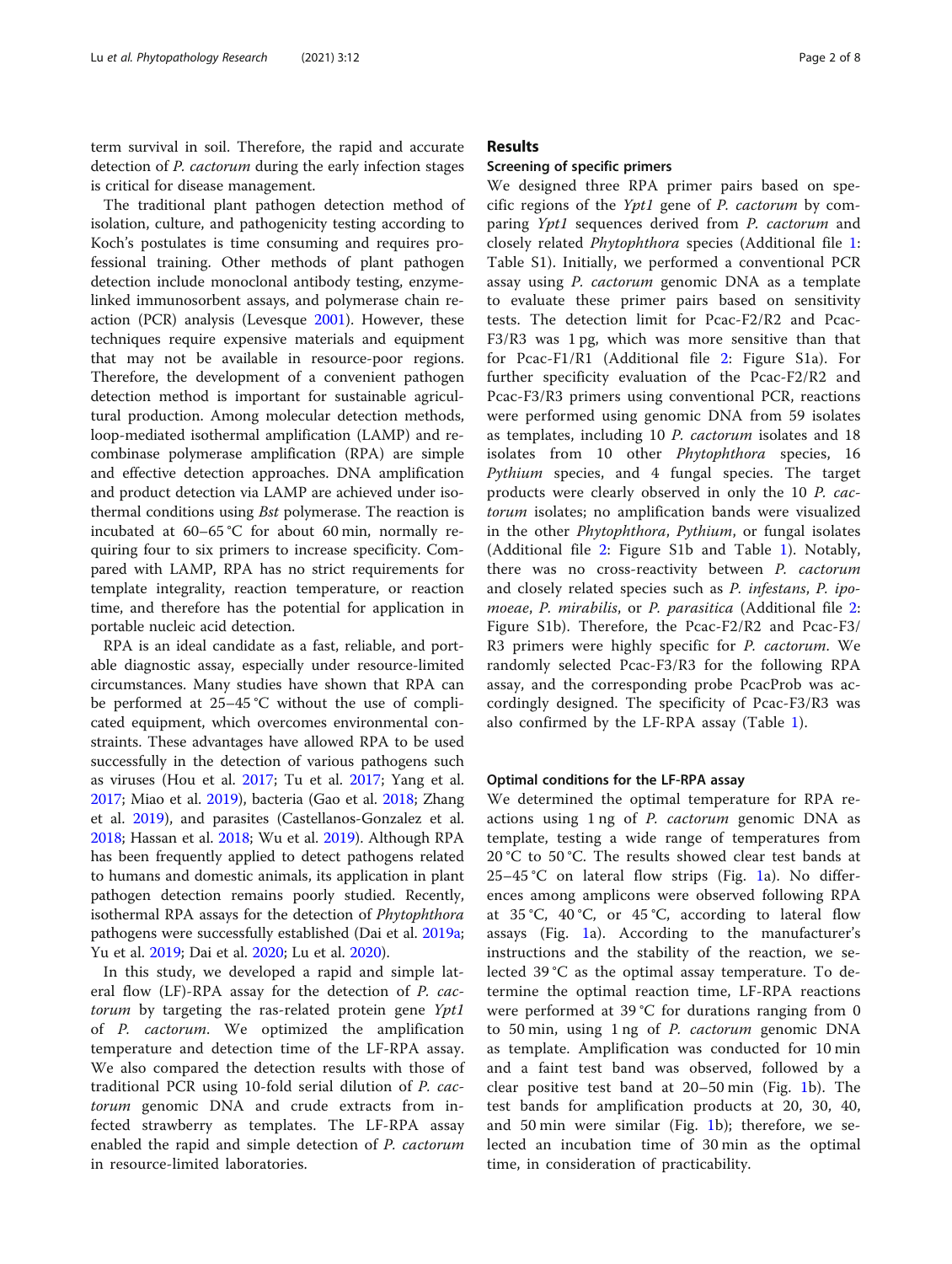term survival in soil. Therefore, the rapid and accurate detection of *P. cactorum* during the early infection stages is critical for disease management.

The traditional plant pathogen detection method of isolation, culture, and pathogenicity testing according to Koch's postulates is time consuming and requires professional training. Other methods of plant pathogen detection include monoclonal antibody testing, enzyme-linked immunosorbent assays, and polymerase chain reaction (PCR) analysis (Levesque 2001). However, these techniques require expensive materials and equipment that may not be available in resource-poor regions. Therefore, the development of a convenient pathogen detection method is important for sustainable agricultural production. Among molecular detection methods, loop-mediated isothermal amplification (LAMP) and recombinase polymerase amplification (RPA) are simple and effective detection approaches. DNA amplification and product detection via LAMP are achieved under isothermal conditions using *Bst* polymerase. The reaction is incubated at 60–65 °C for about 60 min, normally requiring four to six primers to increase specificity. Compared with LAMP, RPA has no strict requirements for template integrality, reaction temperature, or reaction time, and therefore has the potential for application in portable nucleic acid detection.

RPA is an ideal candidate as a fast, reliable, and portable diagnostic assay, especially under resource-limited circumstances. Many studies have shown that RPA can be performed at 25–45 °C without the use of complicated equipment, which overcomes environmental constraints. These advantages have allowed RPA to be used successfully in the detection of various pathogens such as viruses (Hou et al. 2017; Tu et al. 2017; Yang et al. 2017; Miao et al. 2019), bacteria (Gao et al. 2018; Zhang et al. 2019), and parasites (Castellanos-Gonzalez et al. 2018; Hassan et al. 2018; Wu et al. 2019). Although RPA has been frequently applied to detect pathogens related to humans and domestic animals, its application in plant pathogen detection remains poorly studied. Recently, isothermal RPA assays for the detection of *Phytophthora* pathogens were successfully established (Dai et al. 2019a; Yu et al. 2019; Dai et al. 2020; Lu et al. 2020).

In this study, we developed a rapid and simple lateral flow (LF)-RPA assay for the detection of *P. cactorum* by targeting the ras-related protein gene *Ypt1* of *P. cactorum*. We optimized the amplification temperature and detection time of the LF-RPA assay. We also compared the detection results with those of traditional PCR using 10-fold serial dilution of *P. cactorum* genomic DNA and crude extracts from infected strawberry as templates. The LF-RPA assay enabled the rapid and simple detection of *P. cactorum* in resource-limited laboratories.

## Results

### Screening of specific primers

We designed three RPA primer pairs based on specific regions of the *Ypt1* gene of *P. cactorum* by comparing *Ypt1* sequences derived from *P. cactorum* and closely related *Phytophthora* species (Additional file 1: Table S1). Initially, we performed a conventional PCR assay using *P. cactorum* genomic DNA as a template to evaluate these primer pairs based on sensitivity tests. The detection limit for Pcac-F2/R2 and Pcac-F3/R3 was 1 pg, which was more sensitive than that for Pcac-F1/R1 (Additional file 2: Figure S1a). For further specificity evaluation of the Pcac-F2/R2 and Pcac-F3/R3 primers using conventional PCR, reactions were performed using genomic DNA from 59 isolates as templates, including 10 *P. cactorum* isolates and 18 isolates from 10 other *Phytophthora* species, 16 *Pythium* species, and 4 fungal species. The target products were clearly observed in only the 10 *P. cactorum* isolates; no amplification bands were visualized in the other *Phytophthora*, *Pythium*, or fungal isolates (Additional file 2: Figure S1b and Table 1). Notably, there was no cross-reactivity between *P. cactorum* and closely related species such as *P. infestans*, *P. ipomoeae*, *P. mirabilis*, or *P. parasitica* (Additional file 2: Figure S1b). Therefore, the Pcac-F2/R2 and Pcac-F3/R3 primers were highly specific for *P. cactorum*. We randomly selected Pcac-F3/R3 for the following RPA assay, and the corresponding probe PcacProb was accordingly designed. The specificity of Pcac-F3/R3 was also confirmed by the LF-RPA assay (Table 1).

### Optimal conditions for the LF-RPA assay

We determined the optimal temperature for RPA reactions using 1 ng of *P. cactorum* genomic DNA as template, testing a wide range of temperatures from 20 °C to 50 °C. The results showed clear test bands at 25–45 °C on lateral flow strips (Fig. 1a). No differences among amplicons were observed following RPA at 35 °C, 40 °C, or 45 °C, according to lateral flow assays (Fig. 1a). According to the manufacturer's instructions and the stability of the reaction, we selected 39 °C as the optimal assay temperature. To determine the optimal reaction time, LF-RPA reactions were performed at 39 °C for durations ranging from 0 to 50 min, using 1 ng of *P. cactorum* genomic DNA as template. Amplification was conducted for 10 min and a faint test band was observed, followed by a clear positive test band at 20–50 min (Fig. 1b). The test bands for amplification products at 20, 30, 40, and 50 min were similar (Fig. 1b); therefore, we selected an incubation time of 30 min as the optimal time, in consideration of practicability.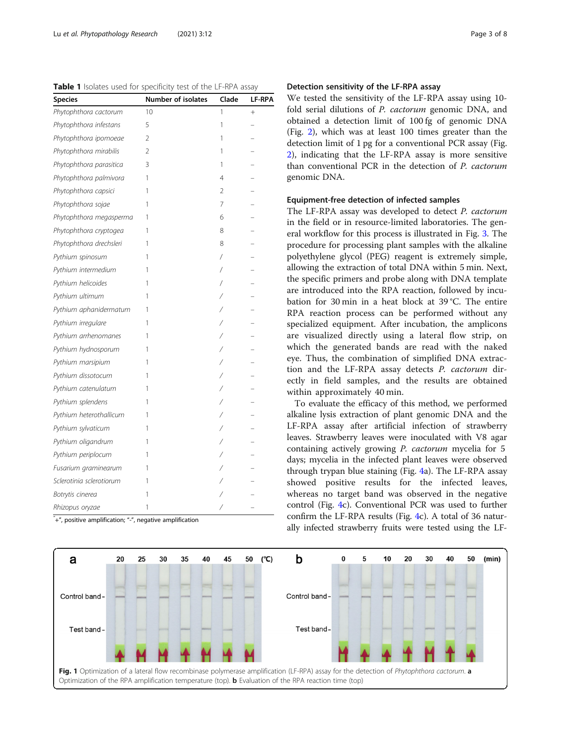**Table 1** Isolates used for specificity test of the LF-RPA assay

| Species | Number of isolates | Clade | LF-RPA |
|---|---|---|---|
| *Phytophthora cactorum* | 10 | 1 | + |
| *Phytophthora infestans* | 5 | 1 | – |
| *Phytophthora ipomoeae* | 2 | 1 | – |
| *Phytophthora mirabilis* | 2 | 1 | – |
| *Phytophthora parasitica* | 3 | 1 | – |
| *Phytophthora palmivora* | 1 | 4 | – |
| *Phytophthora capsici* | 1 | 2 | – |
| *Phytophthora sojae* | 1 | 7 | – |
| *Phytophthora megasperma* | 1 | 6 | – |
| *Phytophthora cryptogea* | 1 | 8 | – |
| *Phytophthora drechsleri* | 1 | 8 | – |
| *Pythium spinosum* | 1 | / | – |
| *Pythium intermedium* | 1 | / | – |
| *Pythium helicoides* | 1 | / | – |
| *Pythium ultimum* | 1 | / | – |
| *Pythium aphanidermatum* | 1 | / | – |
| *Pythium irregulare* | 1 | / | – |
| *Pythium arrhenomanes* | 1 | / | – |
| *Pythium hydnosporum* | 1 | / | – |
| *Pythium marsipium* | 1 | / | – |
| *Pythium dissotocum* | 1 | / | – |
| *Pythium catenulatum* | 1 | / | – |
| *Pythium splendens* | 1 | / | – |
| *Pythium heterothallicum* | 1 | / | – |
| *Pythium sylvaticum* | 1 | / | – |
| *Pythium oligandrum* | 1 | / | – |
| *Pythium periplocum* | 1 | / | – |
| *Fusarium graminearum* | 1 | / | – |
| *Sclerotinia sclerotiorum* | 1 | / | – |
| *Botrytis cinerea* | 1 | / | – |
| *Rhizopus oryzae* | 1 | / | – |

"+", positive amplification; "-", negative amplification

### Detection sensitivity of the LF-RPA assay

We tested the sensitivity of the LF-RPA assay using 10-fold serial dilutions of *P. cactorum* genomic DNA, and obtained a detection limit of 100 fg of genomic DNA (Fig. 2), which was at least 100 times greater than the detection limit of 1 pg for a conventional PCR assay (Fig. 2), indicating that the LF-RPA assay is more sensitive than conventional PCR in the detection of *P. cactorum* genomic DNA.

### Equipment-free detection of infected samples

The LF-RPA assay was developed to detect *P. cactorum* in the field or in resource-limited laboratories. The general workflow for this process is illustrated in Fig. 3. The procedure for processing plant samples with the alkaline polyethylene glycol (PEG) reagent is extremely simple, allowing the extraction of total DNA within 5 min. Next, the specific primers and probe along with DNA template are introduced into the RPA reaction, followed by incubation for 30 min in a heat block at 39 °C. The entire RPA reaction process can be performed without any specialized equipment. After incubation, the amplicons are visualized directly using a lateral flow strip, on which the generated bands are read with the naked eye. Thus, the combination of simplified DNA extraction and the LF-RPA assay detects *P. cactorum* directly in field samples, and the results are obtained within approximately 40 min.

To evaluate the efficacy of this method, we performed alkaline lysis extraction of plant genomic DNA and the LF-RPA assay after artificial infection of strawberry leaves. Strawberry leaves were inoculated with V8 agar containing actively growing *P. cactorum* mycelia for 5 days; mycelia in the infected plant leaves were observed through trypan blue staining (Fig. 4a). The LF-RPA assay showed positive results for the infected leaves, whereas no target band was observed in the negative control (Fig. 4c). Conventional PCR was used to further confirm the LF-RPA results (Fig. 4c). A total of 36 naturally infected strawberry fruits were tested using the LF-

**Fig. 1** Optimization of a lateral flow recombinase polymerase amplification (LF-RPA) assay for the detection of *Phytophthora cactorum*. **a** Optimization of the RPA amplification temperature (top). **b** Evaluation of the RPA reaction time (top)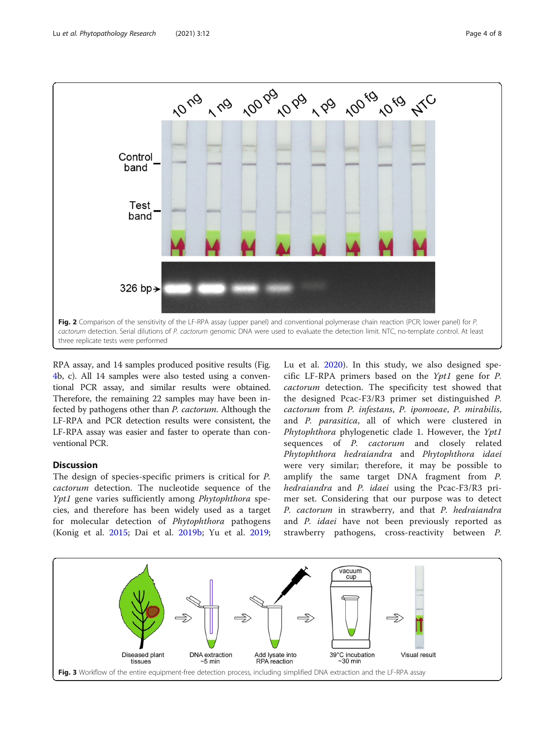Fig. 2 Comparison of the sensitivity of the LF-RPA assay (upper panel) and conventional polymerase chain reaction (PCR; lower panel) for *P. cactorum* detection. Serial dilutions of *P. cactorum* genomic DNA were used to evaluate the detection limit. NTC, no-template control. At least three replicate tests were performed

RPA assay, and 14 samples produced positive results (Fig. 4b, c). All 14 samples were also tested using a conventional PCR assay, and similar results were obtained. Therefore, the remaining 22 samples may have been infected by pathogens other than *P. cactorum*. Although the LF-RPA and PCR detection results were consistent, the LF-RPA assay was easier and faster to operate than conventional PCR.

## Discussion

The design of species-specific primers is critical for *P. cactorum* detection. The nucleotide sequence of the *Ypt1* gene varies sufficiently among *Phytophthora* species, and therefore has been widely used as a target for molecular detection of *Phytophthora* pathogens (Konig et al. 2015; Dai et al. 2019b; Yu et al. 2019; Lu et al. 2020). In this study, we also designed specific LF-RPA primers based on the *Ypt1* gene for *P. cactorum* detection. The specificity test showed that the designed Pcac-F3/R3 primer set distinguished *P. cactorum* from *P. infestans*, *P. ipomoeae*, *P. mirabilis*, and *P. parasitica*, all of which were clustered in *Phytophthora* phylogenetic clade 1. However, the *Ypt1* sequences of *P. cactorum* and closely related *Phytophthora hedraiandra* and *Phytophthora idaei* were very similar; therefore, it may be possible to amplify the same target DNA fragment from *P. hedraiandra* and *P. idaei* using the Pcac-F3/R3 primer set. Considering that our purpose was to detect *P. cactorum* in strawberry, and that *P. hedraiandra* and *P. idaei* have not been previously reported as strawberry pathogens, cross-reactivity between *P.*

Fig. 3 Workflow of the entire equipment-free detection process, including simplified DNA extraction and the LF-RPA assay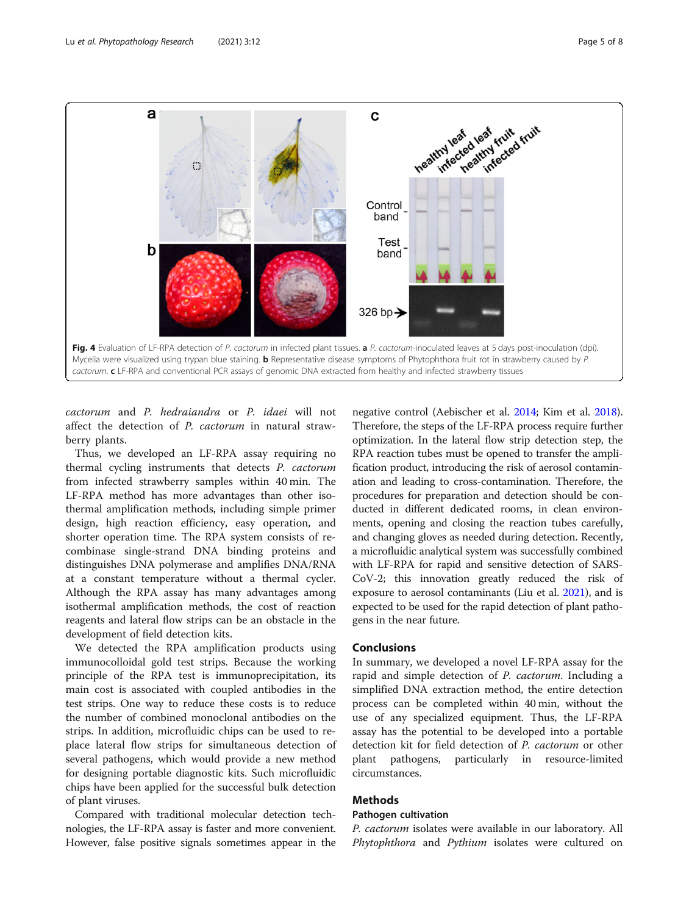**Fig. 4** Evaluation of LF-RPA detection of *P. cactorum* in infected plant tissues. **a** *P. cactorum*-inoculated leaves at 5 days post-inoculation (dpi). Mycelia were visualized using trypan blue staining. **b** Representative disease symptoms of Phytophthora fruit rot in strawberry caused by *P. cactorum*. **c** LF-RPA and conventional PCR assays of genomic DNA extracted from healthy and infected strawberry tissues

*cactorum* and *P. hedraiandra* or *P. idaei* will not affect the detection of *P. cactorum* in natural strawberry plants.

Thus, we developed an LF-RPA assay requiring no thermal cycling instruments that detects *P. cactorum* from infected strawberry samples within 40 min. The LF-RPA method has more advantages than other isothermal amplification methods, including simple primer design, high reaction efficiency, easy operation, and shorter operation time. The RPA system consists of recombinase single-strand DNA binding proteins and distinguishes DNA polymerase and amplifies DNA/RNA at a constant temperature without a thermal cycler. Although the RPA assay has many advantages among isothermal amplification methods, the cost of reaction reagents and lateral flow strips can be an obstacle in the development of field detection kits.

We detected the RPA amplification products using immunocolloidal gold test strips. Because the working principle of the RPA test is immunoprecipitation, its main cost is associated with coupled antibodies in the test strips. One way to reduce these costs is to reduce the number of combined monoclonal antibodies on the strips. In addition, microfluidic chips can be used to replace lateral flow strips for simultaneous detection of several pathogens, which would provide a new method for designing portable diagnostic kits. Such microfluidic chips have been applied for the successful bulk detection of plant viruses.

Compared with traditional molecular detection technologies, the LF-RPA assay is faster and more convenient. However, false positive signals sometimes appear in the negative control (Aebischer et al. 2014; Kim et al. 2018). Therefore, the steps of the LF-RPA process require further optimization. In the lateral flow strip detection step, the RPA reaction tubes must be opened to transfer the amplification product, introducing the risk of aerosol contamination and leading to cross-contamination. Therefore, the procedures for preparation and detection should be conducted in different dedicated rooms, in clean environments, opening and closing the reaction tubes carefully, and changing gloves as needed during detection. Recently, a microfluidic analytical system was successfully combined with LF-RPA for rapid and sensitive detection of SARS-CoV-2; this innovation greatly reduced the risk of exposure to aerosol contaminants (Liu et al. 2021), and is expected to be used for the rapid detection of plant pathogens in the near future.

## Conclusions

In summary, we developed a novel LF-RPA assay for the rapid and simple detection of *P. cactorum*. Including a simplified DNA extraction method, the entire detection process can be completed within 40 min, without the use of any specialized equipment. Thus, the LF-RPA assay has the potential to be developed into a portable detection kit for field detection of *P. cactorum* or other plant pathogens, particularly in resource-limited circumstances.

## Methods

### Pathogen cultivation

*P. cactorum* isolates were available in our laboratory. All *Phytophthora* and *Pythium* isolates were cultured on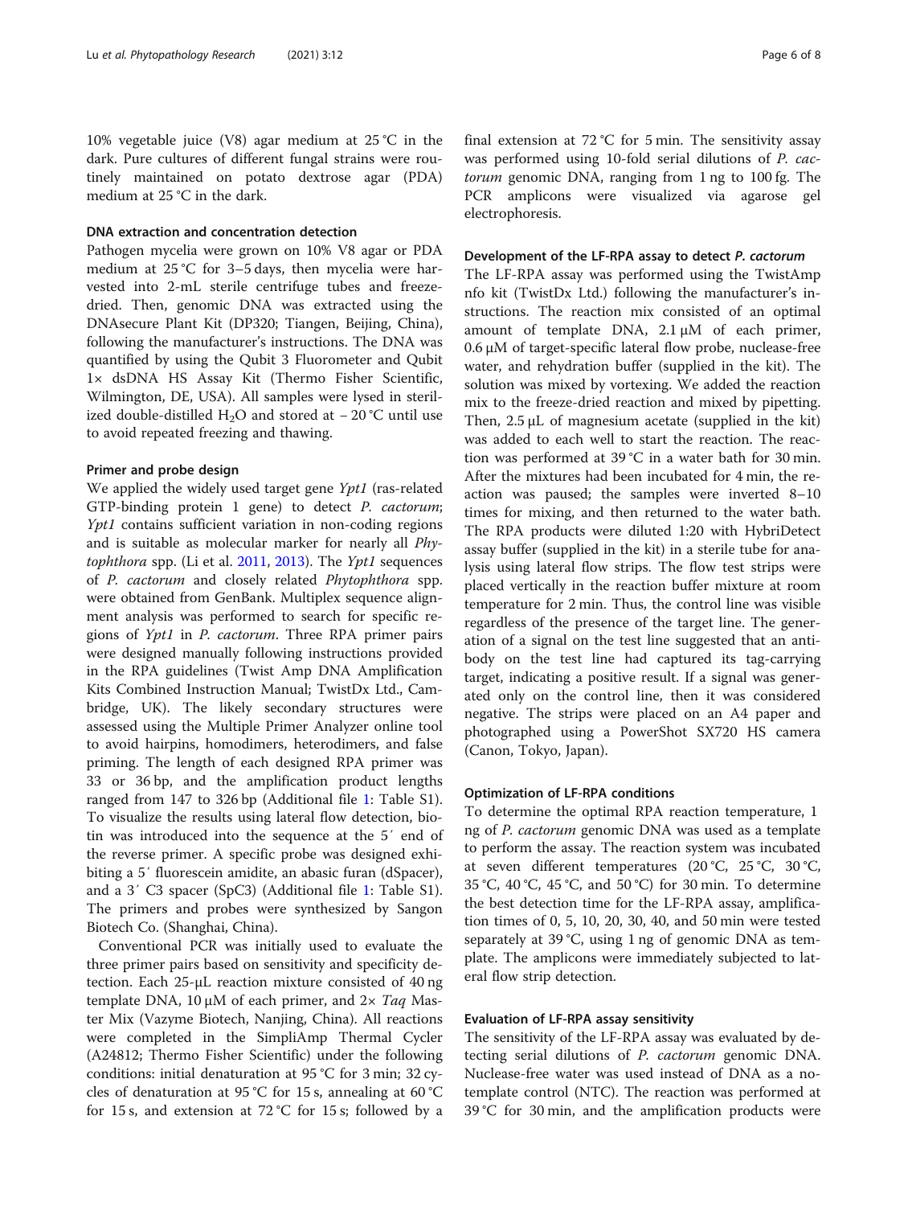10% vegetable juice (V8) agar medium at 25 °C in the dark. Pure cultures of different fungal strains were routinely maintained on potato dextrose agar (PDA) medium at 25 °C in the dark.

### DNA extraction and concentration detection

Pathogen mycelia were grown on 10% V8 agar or PDA medium at 25 °C for 3–5 days, then mycelia were harvested into 2-mL sterile centrifuge tubes and freeze-dried. Then, genomic DNA was extracted using the DNAsecure Plant Kit (DP320; Tiangen, Beijing, China), following the manufacturer's instructions. The DNA was quantified by using the Qubit 3 Fluorometer and Qubit 1× dsDNA HS Assay Kit (Thermo Fisher Scientific, Wilmington, DE, USA). All samples were lysed in sterilized double-distilled $H_2O$ and stored at − 20 °C until use to avoid repeated freezing and thawing.

### Primer and probe design

We applied the widely used target gene *Ypt1* (ras-related GTP-binding protein 1 gene) to detect *P. cactorum*; *Ypt1* contains sufficient variation in non-coding regions and is suitable as molecular marker for nearly all *Phytophthora* spp. (Li et al. 2011, 2013). The *Ypt1* sequences of *P. cactorum* and closely related *Phytophthora* spp. were obtained from GenBank. Multiplex sequence alignment analysis was performed to search for specific regions of *Ypt1* in *P. cactorum*. Three RPA primer pairs were designed manually following instructions provided in the RPA guidelines (Twist Amp DNA Amplification Kits Combined Instruction Manual; TwistDx Ltd., Cambridge, UK). The likely secondary structures were assessed using the Multiple Primer Analyzer online tool to avoid hairpins, homodimers, heterodimers, and false priming. The length of each designed RPA primer was 33 or 36 bp, and the amplification product lengths ranged from 147 to 326 bp (Additional file 1: Table S1). To visualize the results using lateral flow detection, biotin was introduced into the sequence at the 5′ end of the reverse primer. A specific probe was designed exhibiting a 5′ fluorescein amidite, an abasic furan (dSpacer), and a 3′ C3 spacer (SpC3) (Additional file 1: Table S1). The primers and probes were synthesized by Sangon Biotech Co. (Shanghai, China).

Conventional PCR was initially used to evaluate the three primer pairs based on sensitivity and specificity detection. Each 25-μL reaction mixture consisted of 40 ng template DNA, 10 μM of each primer, and 2× *Taq* Master Mix (Vazyme Biotech, Nanjing, China). All reactions were completed in the SimpliAmp Thermal Cycler (A24812; Thermo Fisher Scientific) under the following conditions: initial denaturation at 95 °C for 3 min; 32 cycles of denaturation at 95 °C for 15 s, annealing at 60 °C for 15 s, and extension at 72 °C for 15 s; followed by a final extension at 72 °C for 5 min. The sensitivity assay was performed using 10-fold serial dilutions of *P. cactorum* genomic DNA, ranging from 1 ng to 100 fg. The PCR amplicons were visualized via agarose gel electrophoresis.

### Development of the LF-RPA assay to detect *P. cactorum*

The LF-RPA assay was performed using the TwistAmp nfo kit (TwistDx Ltd.) following the manufacturer's instructions. The reaction mix consisted of an optimal amount of template DNA, 2.1 μM of each primer, 0.6 μM of target-specific lateral flow probe, nuclease-free water, and rehydration buffer (supplied in the kit). The solution was mixed by vortexing. We added the reaction mix to the freeze-dried reaction and mixed by pipetting. Then, 2.5 μL of magnesium acetate (supplied in the kit) was added to each well to start the reaction. The reaction was performed at 39 °C in a water bath for 30 min. After the mixtures had been incubated for 4 min, the reaction was paused; the samples were inverted 8–10 times for mixing, and then returned to the water bath. The RPA products were diluted 1:20 with HybriDetect assay buffer (supplied in the kit) in a sterile tube for analysis using lateral flow strips. The flow test strips were placed vertically in the reaction buffer mixture at room temperature for 2 min. Thus, the control line was visible regardless of the presence of the target line. The generation of a signal on the test line suggested that an antibody on the test line had captured its tag-carrying target, indicating a positive result. If a signal was generated only on the control line, then it was considered negative. The strips were placed on an A4 paper and photographed using a PowerShot SX720 HS camera (Canon, Tokyo, Japan).

### Optimization of LF-RPA conditions

To determine the optimal RPA reaction temperature, 1 ng of *P. cactorum* genomic DNA was used as a template to perform the assay. The reaction system was incubated at seven different temperatures (20 °C, 25 °C, 30 °C, 35 °C, 40 °C, 45 °C, and 50 °C) for 30 min. To determine the best detection time for the LF-RPA assay, amplification times of 0, 5, 10, 20, 30, 40, and 50 min were tested separately at 39 °C, using 1 ng of genomic DNA as template. The amplicons were immediately subjected to lateral flow strip detection.

### Evaluation of LF-RPA assay sensitivity

The sensitivity of the LF-RPA assay was evaluated by detecting serial dilutions of *P. cactorum* genomic DNA. Nuclease-free water was used instead of DNA as a no-template control (NTC). The reaction was performed at 39 °C for 30 min, and the amplification products were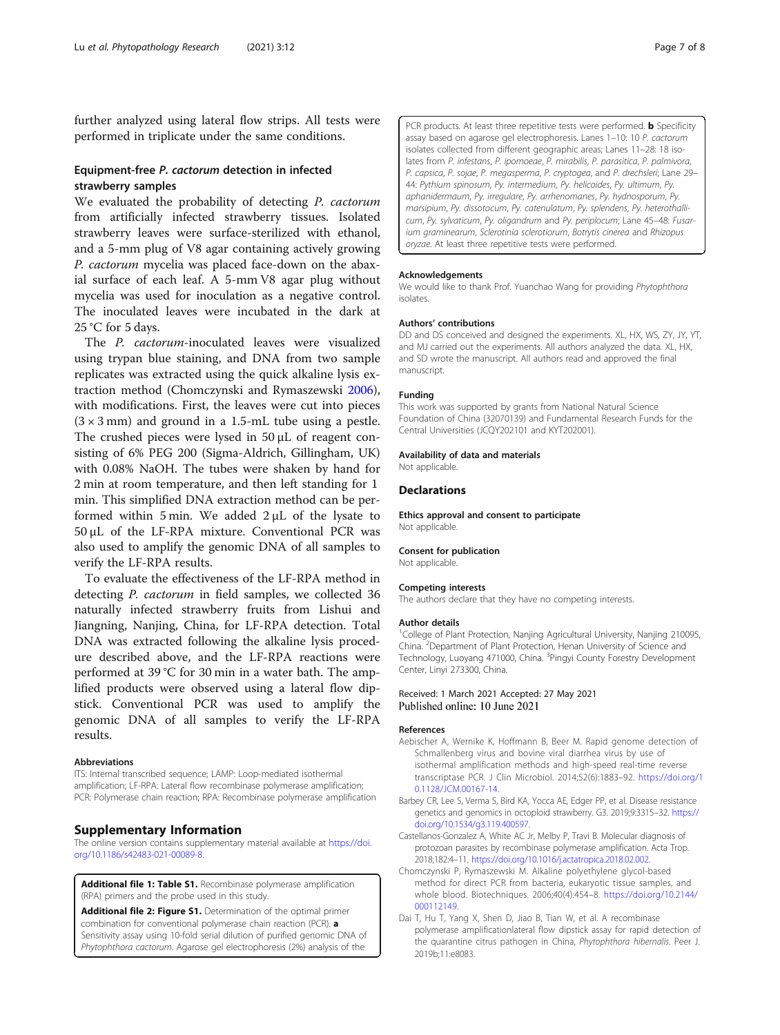further analyzed using lateral flow strips. All tests were performed in triplicate under the same conditions.

### Equipment-free *P. cactorum* detection in infected strawberry samples

We evaluated the probability of detecting *P. cactorum* from artificially infected strawberry tissues. Isolated strawberry leaves were surface-sterilized with ethanol, and a 5-mm plug of V8 agar containing actively growing *P. cactorum* mycelia was placed face-down on the abaxial surface of each leaf. A 5-mm V8 agar plug without mycelia was used for inoculation as a negative control. The inoculated leaves were incubated in the dark at 25 °C for 5 days.

The *P. cactorum*-inoculated leaves were visualized using trypan blue staining, and DNA from two sample replicates was extracted using the quick alkaline lysis extraction method (Chomczynski and Rymaszewski 2006), with modifications. First, the leaves were cut into pieces (3 × 3 mm) and ground in a 1.5-mL tube using a pestle. The crushed pieces were lysed in 50 μL of reagent consisting of 6% PEG 200 (Sigma-Aldrich, Gillingham, UK) with 0.08% NaOH. The tubes were shaken by hand for 2 min at room temperature, and then left standing for 1 min. This simplified DNA extraction method can be performed within 5 min. We added 2 μL of the lysate to 50 μL of the LF-RPA mixture. Conventional PCR was also used to amplify the genomic DNA of all samples to verify the LF-RPA results.

To evaluate the effectiveness of the LF-RPA method in detecting *P. cactorum* in field samples, we collected 36 naturally infected strawberry fruits from Lishui and Jiangning, Nanjing, China, for LF-RPA detection. Total DNA was extracted following the alkaline lysis procedure described above, and the LF-RPA reactions were performed at 39 °C for 30 min in a water bath. The amplified products were observed using a lateral flow dipstick. Conventional PCR was used to amplify the genomic DNA of all samples to verify the LF-RPA results.

#### Abbreviations

ITS: Internal transcribed sequence; LAMP: Loop-mediated isothermal amplification; LF-RPA: Lateral flow recombinase polymerase amplification; PCR: Polymerase chain reaction; RPA: Recombinase polymerase amplification

## Supplementary Information

The online version contains supplementary material available at https://doi.org/10.1186/s42483-021-00089-8.

**Additional file 1: Table S1.** Recombinase polymerase amplification (RPA) primers and the probe used in this study.

**Additional file 2: Figure S1.** Determination of the optimal primer combination for conventional polymerase chain reaction (PCR). **a** Sensitivity assay using 10-fold serial dilution of purified genomic DNA of *Phytophthora cactorum*. Agarose gel electrophoresis (2%) analysis of the PCR products. At least three repetitive tests were performed. **b** Specificity assay based on agarose gel electrophoresis. Lanes 1–10: 10 *P. cactorum* isolates collected from different geographic areas; Lanes 11–28: 18 isolates from *P. infestans*, *P. ipomoeae*, *P. mirabilis*, *P. parasitica*, *P. palmivora*, *P. capsica*, *P. sojae*, *P. megasperma*, *P. cryptogea*, and *P. drechsleri*; Lane 29–44: *Pythium spinosum*, *Py. intermedium*, *Py. helicoides*, *Py. ultimum*, *Py. aphanidermaum*, *Py. irregulare*, *Py. arrhenomanes*, *Py. hydnosporum*, *Py. marsipium*, *Py. dissotocum*, *Py. catenulatum*, *Py. splendens*, *Py. heterothallicum*, *Py. sylvaticum*, *Py. oligandrum* and *Py. periplocum*; Lane 45–48: *Fusarium graminearum*, *Sclerotinia sclerotiorum*, *Botrytis cinerea* and *Rhizopus oryzae*. At least three repetitive tests were performed.

#### Acknowledgements

We would like to thank Prof. Yuanchao Wang for providing *Phytophthora* isolates.

#### Authors' contributions

DD and DS conceived and designed the experiments. XL, HX, WS, ZY, JY, YT, and MJ carried out the experiments. All authors analyzed the data. XL, HX, and SD wrote the manuscript. All authors read and approved the final manuscript.

#### Funding

This work was supported by grants from National Natural Science Foundation of China (32070139) and Fundamental Research Funds for the Central Universities (JCQY202101 and KYT202001).

#### Availability of data and materials

Not applicable.

## Declarations

#### Ethics approval and consent to participate

Not applicable.

#### Consent for publication

Not applicable.

#### Competing interests

The authors declare that they have no competing interests.

#### Author details

[1]College of Plant Protection, Nanjing Agricultural University, Nanjing 210095, China. [2]Department of Plant Protection, Henan University of Science and Technology, Luoyang 471000, China. [3]Pingyi County Forestry Development Center, Linyi 273300, China.

Received: 1 March 2021 Accepted: 27 May 2021
Published online: 10 June 2021

#### References

- Aebischer A, Wernike K, Hoffmann B, Beer M. Rapid genome detection of Schmallenberg virus and bovine viral diarrhea virus by use of isothermal amplification methods and high-speed real-time reverse transcriptase PCR. J Clin Microbiol. 2014;52(6):1883–92. https://doi.org/10.1128/JCM.00167-14.
- Barbey CR, Lee S, Verma S, Bird KA, Yocca AE, Edger PP, et al. Disease resistance genetics and genomics in octoploid strawberry. G3. 2019;9:3315–32. https://doi.org/10.1534/g3.119.400597.
- Castellanos-Gonzalez A, White AC Jr, Melby P, Travi B. Molecular diagnosis of protozoan parasites by recombinase polymerase amplification. Acta Trop. 2018;182:4–11. https://doi.org/10.1016/j.actatropica.2018.02.002.
- Chomczynski P, Rymaszewski M. Alkaline polyethylene glycol-based method for direct PCR from bacteria, eukaryotic tissue samples, and whole blood. Biotechniques. 2006;40(4):454–8. https://doi.org/10.2144/000112149.
- Dai T, Hu T, Yang X, Shen D, Jiao B, Tian W, et al. A recombinase polymerase amplificationlateral flow dipstick assay for rapid detection of the quarantine citrus pathogen in China, Phytophthora hibernalis. Peer J. 2019b;11:e8083.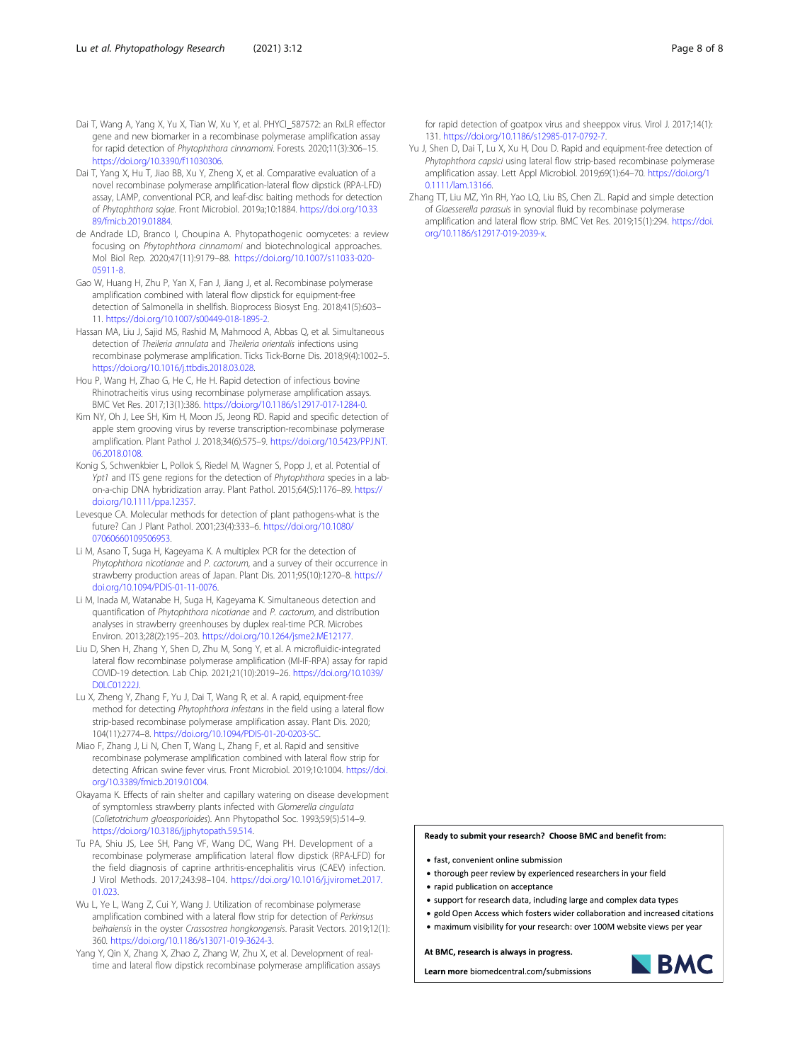Dai T, Wang A, Yang X, Yu X, Tian W, Xu Y, et al. PHYCI_587572: an RxLR effector gene and new biomarker in a recombinase polymerase amplification assay for rapid detection of *Phytophthora cinnamomi*. Forests. 2020;11(3):306–15. https://doi.org/10.3390/f11030306.

Dai T, Yang X, Hu T, Jiao BB, Xu Y, Zheng X, et al. Comparative evaluation of a novel recombinase polymerase amplification-lateral flow dipstick (RPA-LFD) assay, LAMP, conventional PCR, and leaf-disc baiting methods for detection of *Phytophthora sojae*. Front Microbiol. 2019a;10:1884. https://doi.org/10.3389/fmicb.2019.01884.

de Andrade LD, Branco I, Choupina A. Phytopathogenic oomycetes: a review focusing on *Phytophthora cinnamomi* and biotechnological approaches. Mol Biol Rep. 2020;47(11):9179–88. https://doi.org/10.1007/s11033-020-05911-8.

Gao W, Huang H, Zhu P, Yan X, Fan J, Jiang J, et al. Recombinase polymerase amplification combined with lateral flow dipstick for equipment-free detection of Salmonella in shellfish. Bioprocess Biosyst Eng. 2018;41(5):603–11. https://doi.org/10.1007/s00449-018-1895-2.

Hassan MA, Liu J, Sajid MS, Rashid M, Mahmood A, Abbas Q, et al. Simultaneous detection of *Theileria annulata* and *Theileria orientalis* infections using recombinase polymerase amplification. Ticks Tick-Borne Dis. 2018;9(4):1002–5. https://doi.org/10.1016/j.ttbdis.2018.03.028.

Hou P, Wang H, Zhao G, He C, He H. Rapid detection of infectious bovine Rhinotracheitis virus using recombinase polymerase amplification assays. BMC Vet Res. 2017;13(1):386. https://doi.org/10.1186/s12917-017-1284-0.

Kim NY, Oh J, Lee SH, Kim H, Moon JS, Jeong RD. Rapid and specific detection of apple stem grooving virus by reverse transcription-recombinase polymerase amplification. Plant Pathol J. 2018;34(6):575–9. https://doi.org/10.5423/PPJ.NT.06.2018.0108.

Konig S, Schwenkbier L, Pollok S, Riedel M, Wagner S, Popp J, et al. Potential of *Ypt1* and ITS gene regions for the detection of *Phytophthora* species in a lab-on-a-chip DNA hybridization array. Plant Pathol. 2015;64(5):1176–89. https://doi.org/10.1111/ppa.12357.

Levesque CA. Molecular methods for detection of plant pathogens-what is the future? Can J Plant Pathol. 2001;23(4):333–6. https://doi.org/10.1080/07060660109506953.

Li M, Asano T, Suga H, Kageyama K. A multiplex PCR for the detection of *Phytophthora nicotianae* and *P. cactorum*, and a survey of their occurrence in strawberry production areas of Japan. Plant Dis. 2011;95(10):1270–8. https://doi.org/10.1094/PDIS-01-11-0076.

Li M, Inada M, Watanabe H, Suga H, Kageyama K. Simultaneous detection and quantification of *Phytophthora nicotianae* and *P. cactorum*, and distribution analyses in strawberry greenhouses by duplex real-time PCR. Microbes Environ. 2013;28(2):195–203. https://doi.org/10.1264/jsme2.ME12177.

Liu D, Shen H, Zhang Y, Shen D, Zhu M, Song Y, et al. A microfluidic-integrated lateral flow recombinase polymerase amplification (MI-IF-RPA) assay for rapid COVID-19 detection. Lab Chip. 2021;21(10):2019–26. https://doi.org/10.1039/D0LC01222J.

Lu X, Zheng Y, Zhang F, Yu J, Dai T, Wang R, et al. A rapid, equipment-free method for detecting *Phytophthora infestans* in the field using a lateral flow strip-based recombinase polymerase amplification assay. Plant Dis. 2020;104(11):2774–8. https://doi.org/10.1094/PDIS-01-20-0203-SC.

Miao F, Zhang J, Li N, Chen T, Wang L, Zhang F, et al. Rapid and sensitive recombinase polymerase amplification combined with lateral flow strip for detecting African swine fever virus. Front Microbiol. 2019;10:1004. https://doi.org/10.3389/fmicb.2019.01004.

Okayama K. Effects of rain shelter and capillary watering on disease development of symptomless strawberry plants infected with *Glomerella cingulata* (*Colletotrichum gloeosporioides*). Ann Phytopathol Soc. 1993;59(5):514–9. https://doi.org/10.3186/jjphytopath.59.514.

Tu PA, Shiu JS, Lee SH, Pang VF, Wang DC, Wang PH. Development of a recombinase polymerase amplification lateral flow dipstick (RPA-LFD) for the field diagnosis of caprine arthritis-encephalitis virus (CAEV) infection. J Virol Methods. 2017;243:98–104. https://doi.org/10.1016/j.jviromet.2017.01.023.

Wu L, Ye L, Wang Z, Cui Y, Wang J. Utilization of recombinase polymerase amplification combined with a lateral flow strip for detection of *Perkinsus beihaiensis* in the oyster *Crassostrea hongkongensis*. Parasit Vectors. 2019;12(1):360. https://doi.org/10.1186/s13071-019-3624-3.

Yang Y, Qin X, Zhang X, Zhao Z, Zhang W, Zhu X, et al. Development of real-time and lateral flow dipstick recombinase polymerase amplification assays for rapid detection of goatpox virus and sheeppox virus. Virol J. 2017;14(1):131. https://doi.org/10.1186/s12985-017-0792-7.

Yu J, Shen D, Dai T, Lu X, Xu H, Dou D. Rapid and equipment-free detection of *Phytophthora capsici* using lateral flow strip-based recombinase polymerase amplification assay. Lett Appl Microbiol. 2019;69(1):64–70. https://doi.org/10.1111/lam.13166.

Zhang TT, Liu MZ, Yin RH, Yao LQ, Liu BS, Chen ZL. Rapid and simple detection of *Glaesserella parasuis* in synovial fluid by recombinase polymerase amplification and lateral flow strip. BMC Vet Res. 2019;15(1):294. https://doi.org/10.1186/s12917-019-2039-x.

**Ready to submit your research? Choose BMC and benefit from:**

- fast, convenient online submission
- thorough peer review by experienced researchers in your field
- rapid publication on acceptance
- support for research data, including large and complex data types
- gold Open Access which fosters wider collaboration and increased citations
- maximum visibility for your research: over 100M website views per year

**At BMC, research is always in progress.**

**Learn more** biomedcentral.com/submissions

BMC